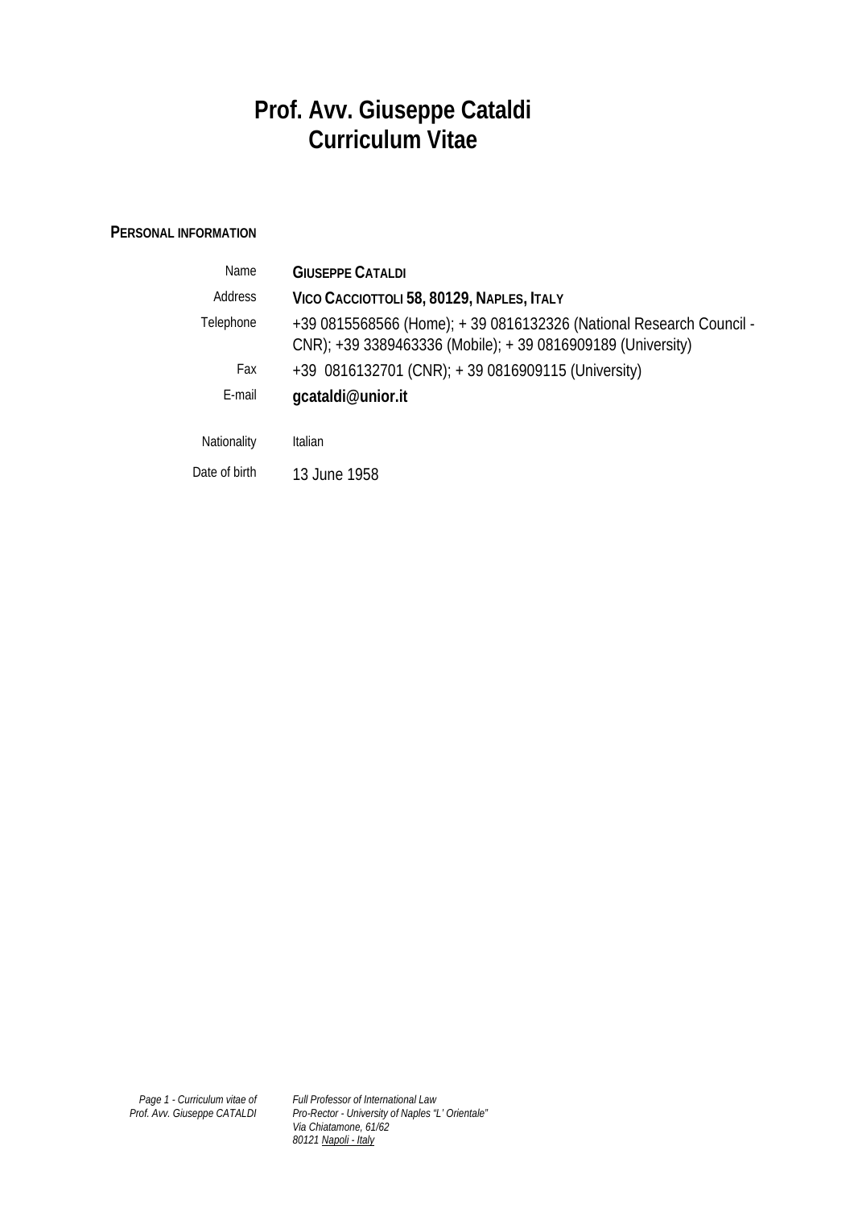# Prof. Avv. Giuseppe Cataldi
# Curriculum Vitae

## PERSONAL INFORMATION

| | |
|---|---|
| Name | **GIUSEPPE CATALDI** |
| Address | **VICO CACCIOTTOLI 58, 80129, NAPLES, ITALY** |
| Telephone | +39 0815568566 (Home); + 39 0816132326 (National Research Council - CNR); +39 3389463336 (Mobile); + 39 0816909189 (University) |
| Fax | +39 0816132701 (CNR); + 39 0816909115 (University) |
| E-mail | **gcataldi@unior.it** |
| Nationality | Italian |
| Date of birth | 13 June 1958 |

*Full Professor of International Law*
*Pro-Rector - University of Naples "L' Orientale"*
*Via Chiatamone, 61/62*
*80121 Napoli - Italy*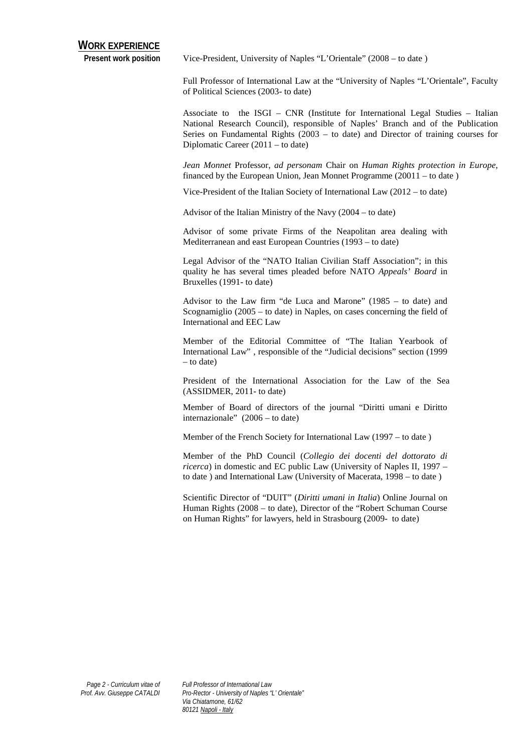## WORK EXPERIENCE

**Present work position**

Vice-President, University of Naples "L'Orientale" (2008 – to date )

Full Professor of International Law at the "University of Naples "L'Orientale", Faculty of Political Sciences (2003- to date)

Associate to the ISGI – CNR (Institute for International Legal Studies – Italian National Research Council), responsible of Naples' Branch and of the Publication Series on Fundamental Rights (2003 – to date) and Director of training courses for Diplomatic Career (2011 – to date)

*Jean Monnet* Professor, *ad personam* Chair on *Human Rights protection in Europe*, financed by the European Union, Jean Monnet Programme (20011 – to date )

Vice-President of the Italian Society of International Law (2012 – to date)

Advisor of the Italian Ministry of the Navy (2004 – to date)

Advisor of some private Firms of the Neapolitan area dealing with Mediterranean and east European Countries (1993 – to date)

Legal Advisor of the "NATO Italian Civilian Staff Association"; in this quality he has several times pleaded before NATO *Appeals' Board* in Bruxelles (1991- to date)

Advisor to the Law firm "de Luca and Marone" (1985 – to date) and Scognamiglio (2005 – to date) in Naples, on cases concerning the field of International and EEC Law

Member of the Editorial Committee of "The Italian Yearbook of International Law" , responsible of the "Judicial decisions" section (1999 – to date)

President of the International Association for the Law of the Sea (ASSIDMER, 2011- to date)

Member of Board of directors of the journal "Diritti umani e Diritto internazionale" (2006 – to date)

Member of the French Society for International Law (1997 – to date )

Member of the PhD Council (*Collegio dei docenti del dottorato di ricerca*) in domestic and EC public Law (University of Naples II, 1997 – to date ) and International Law (University of Macerata, 1998 – to date )

Scientific Director of "DUIT" (*Diritti umani in Italia*) Online Journal on Human Rights (2008 – to date), Director of the "Robert Schuman Course on Human Rights" for lawyers, held in Strasbourg (2009- to date)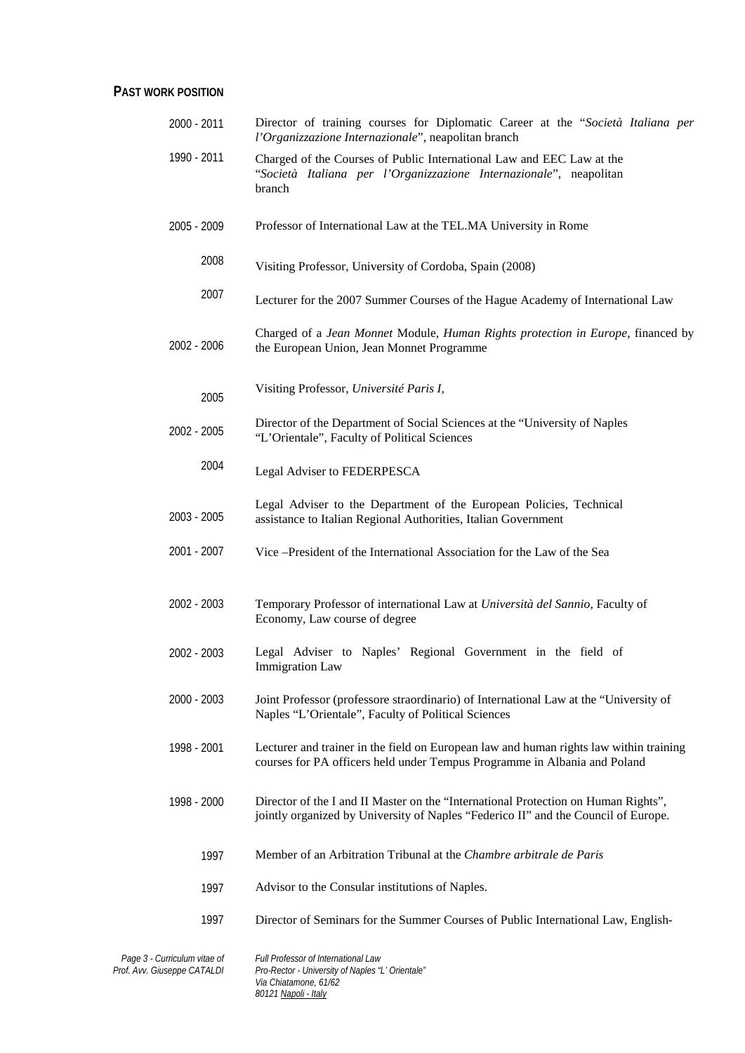## PAST WORK POSITION

| | |
|---|---|
| 2000 - 2011 | Director of training courses for Diplomatic Career at the "*Società Italiana per l'Organizzazione Internazionale*", neapolitan branch |
| 1990 - 2011 | Charged of the Courses of Public International Law and EEC Law at the "*Società Italiana per l'Organizzazione Internazionale*", neapolitan branch |
| 2005 - 2009 | Professor of International Law at the TEL.MA University in Rome |
| 2008 | Visiting Professor, University of Cordoba, Spain (2008) |
| 2007 | Lecturer for the 2007 Summer Courses of the Hague Academy of International Law |
| 2002 - 2006 | Charged of a *Jean Monnet* Module, *Human Rights protection in Europe*, financed by the European Union, Jean Monnet Programme |
| 2005 | Visiting Professor, *Université Paris I*, |
| 2002 - 2005 | Director of the Department of Social Sciences at the "University of Naples "L'Orientale", Faculty of Political Sciences |
| 2004 | Legal Adviser to FEDERPESCA |
| 2003 - 2005 | Legal Adviser to the Department of the European Policies, Technical assistance to Italian Regional Authorities, Italian Government |
| 2001 - 2007 | Vice –President of the International Association for the Law of the Sea |
| 2002 - 2003 | Temporary Professor of international Law at *Università del Sannio*, Faculty of Economy, Law course of degree |
| 2002 - 2003 | Legal Adviser to Naples' Regional Government in the field of Immigration Law |
| 2000 - 2003 | Joint Professor (professore straordinario) of International Law at the "University of Naples "L'Orientale", Faculty of Political Sciences |
| 1998 - 2001 | Lecturer and trainer in the field on European law and human rights law within training courses for PA officers held under Tempus Programme in Albania and Poland |
| 1998 - 2000 | Director of the I and II Master on the "International Protection on Human Rights", jointly organized by University of Naples "Federico II" and the Council of Europe. |
| 1997 | Member of an Arbitration Tribunal at the *Chambre arbitrale de Paris* |
| 1997 | Advisor to the Consular institutions of Naples. |
| 1997 | Director of Seminars for the Summer Courses of Public International Law, English- |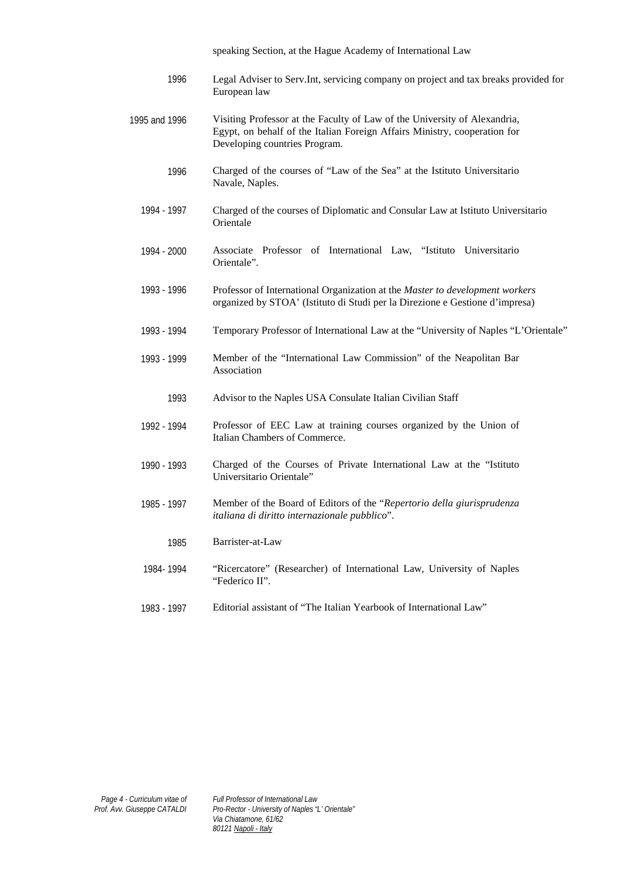speaking Section, at the Hague Academy of International Law

| | |
|---|---|
| 1996 | Legal Adviser to Serv.Int, servicing company on project and tax breaks provided for European law |
| 1995 and 1996 | Visiting Professor at the Faculty of Law of the University of Alexandria, Egypt, on behalf of the Italian Foreign Affairs Ministry, cooperation for Developing countries Program. |
| 1996 | Charged of the courses of "Law of the Sea" at the Istituto Universitario Navale, Naples. |
| 1994 - 1997 | Charged of the courses of Diplomatic and Consular Law at Istituto Universitario Orientale |
| 1994 - 2000 | Associate Professor of International Law, "Istituto Universitario Orientale". |
| 1993 - 1996 | Professor of International Organization at the *Master to development workers* organized by STOA' (Istituto di Studi per la Direzione e Gestione d'impresa) |
| 1993 - 1994 | Temporary Professor of International Law at the "University of Naples "L'Orientale" |
| 1993 - 1999 | Member of the "International Law Commission" of the Neapolitan Bar Association |
| 1993 | Advisor to the Naples USA Consulate Italian Civilian Staff |
| 1992 - 1994 | Professor of EEC Law at training courses organized by the Union of Italian Chambers of Commerce. |
| 1990 - 1993 | Charged of the Courses of Private International Law at the "Istituto Universitario Orientale" |
| 1985 - 1997 | Member of the Board of Editors of the "*Repertorio della giurisprudenza italiana di diritto internazionale pubblico*". |
| 1985 | Barrister-at-Law |
| 1984- 1994 | "Ricercatore" (Researcher) of International Law, University of Naples "Federico II". |
| 1983 - 1997 | Editorial assistant of "The Italian Yearbook of International Law" |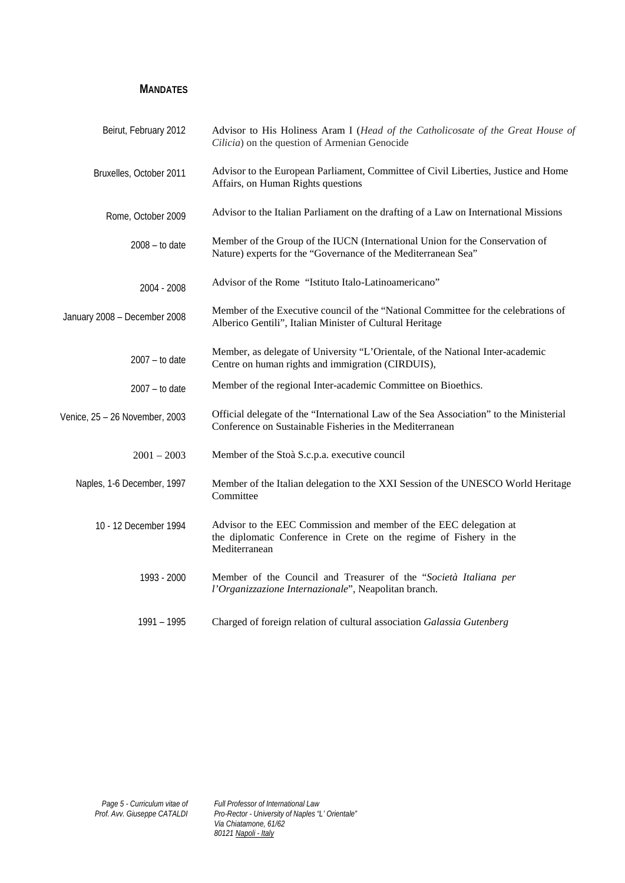## MANDATES

| | |
|---|---|
| Beirut, February 2012 | Advisor to His Holiness Aram I (*Head of the Catholicosate of the Great House of Cilicia*) on the question of Armenian Genocide |
| Bruxelles, October 2011 | Advisor to the European Parliament, Committee of Civil Liberties, Justice and Home Affairs, on Human Rights questions |
| Rome, October 2009 | Advisor to the Italian Parliament on the drafting of a Law on International Missions |
| 2008 – to date | Member of the Group of the IUCN (International Union for the Conservation of Nature) experts for the "Governance of the Mediterranean Sea" |
| 2004 - 2008 | Advisor of the Rome "Istituto Italo-Latinoamericano" |
| January 2008 – December 2008 | Member of the Executive council of the "National Committee for the celebrations of Alberico Gentili", Italian Minister of Cultural Heritage |
| 2007 – to date | Member, as delegate of University "L'Orientale, of the National Inter-academic Centre on human rights and immigration (CIRDUIS), |
| 2007 – to date | Member of the regional Inter-academic Committee on Bioethics. |
| Venice, 25 – 26 November, 2003 | Official delegate of the "International Law of the Sea Association" to the Ministerial Conference on Sustainable Fisheries in the Mediterranean |
| 2001 – 2003 | Member of the Stoà S.c.p.a. executive council |
| Naples, 1-6 December, 1997 | Member of the Italian delegation to the XXI Session of the UNESCO World Heritage Committee |
| 10 - 12 December 1994 | Advisor to the EEC Commission and member of the EEC delegation at the diplomatic Conference in Crete on the regime of Fishery in the Mediterranean |
| 1993 - 2000 | Member of the Council and Treasurer of the "*Società Italiana per l'Organizzazione Internazionale*", Neapolitan branch. |
| 1991 – 1995 | Charged of foreign relation of cultural association *Galassia Gutenberg* |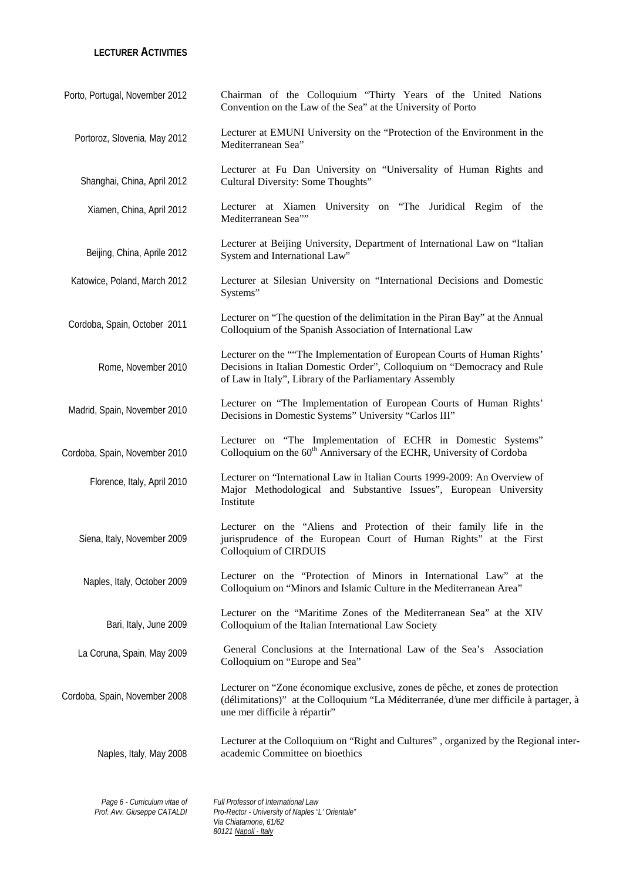#### LECTURER ACTIVITIES

| | |
|---|---|
| Porto, Portugal, November 2012 | Chairman of the Colloquium "Thirty Years of the United Nations Convention on the Law of the Sea" at the University of Porto |
| Portoroz, Slovenia, May 2012 | Lecturer at EMUNI University on the "Protection of the Environment in the Mediterranean Sea" |
| Shanghai, China, April 2012 | Lecturer at Fu Dan University on "Universality of Human Rights and Cultural Diversity: Some Thoughts" |
| Xiamen, China, April 2012 | Lecturer at Xiamen University on "The Juridical Regim of the Mediterranean Sea"" |
| Beijing, China, Aprile 2012 | Lecturer at Beijing University, Department of International Law on "Italian System and International Law" |
| Katowice, Poland, March 2012 | Lecturer at Silesian University on "International Decisions and Domestic Systems" |
| Cordoba, Spain, October 2011 | Lecturer on "The question of the delimitation in the Piran Bay" at the Annual Colloquium of the Spanish Association of International Law |
| Rome, November 2010 | Lecturer on the ""The Implementation of European Courts of Human Rights' Decisions in Italian Domestic Order", Colloquium on "Democracy and Rule of Law in Italy", Library of the Parliamentary Assembly |
| Madrid, Spain, November 2010 | Lecturer on "The Implementation of European Courts of Human Rights' Decisions in Domestic Systems" University "Carlos III" |
| Cordoba, Spain, November 2010 | Lecturer on "The Implementation of ECHR in Domestic Systems" Colloquium on the 60th Anniversary of the ECHR, University of Cordoba |
| Florence, Italy, April 2010 | Lecturer on "International Law in Italian Courts 1999-2009: An Overview of Major Methodological and Substantive Issues", European University Institute |
| Siena, Italy, November 2009 | Lecturer on the "Aliens and Protection of their family life in the jurisprudence of the European Court of Human Rights" at the First Colloquium of CIRDUIS |
| Naples, Italy, October 2009 | Lecturer on the "Protection of Minors in International Law" at the Colloquium on "Minors and Islamic Culture in the Mediterranean Area" |
| Bari, Italy, June 2009 | Lecturer on the "Maritime Zones of the Mediterranean Sea" at the XIV Colloquium of the Italian International Law Society |
| La Coruna, Spain, May 2009 | General Conclusions at the International Law of the Sea's Association Colloquium on "Europe and Sea" |
| Cordoba, Spain, November 2008 | Lecturer on "Zone économique exclusive, zones de pêche, et zones de protection (délimitations)" at the Colloquium "La Méditerranée, d'une mer difficile à partager, à une mer difficile à répartir" |
| Naples, Italy, May 2008 | Lecturer at the Colloquium on "Right and Cultures" , organized by the Regional inter-academic Committee on bioethics |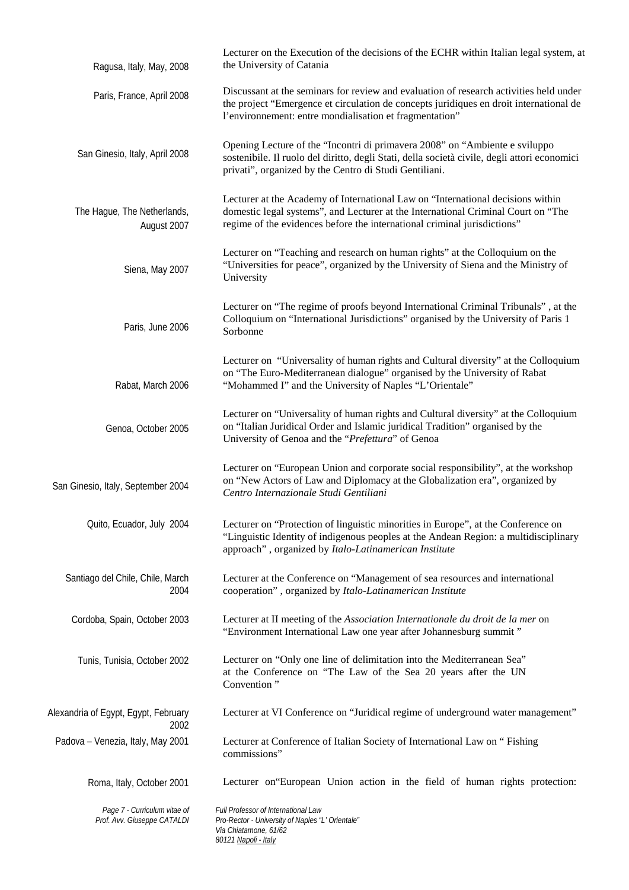| | |
|---|---|
| Ragusa, Italy, May, 2008 | Lecturer on the Execution of the decisions of the ECHR within Italian legal system, at the University of Catania |
| Paris, France, April 2008 | Discussant at the seminars for review and evaluation of research activities held under the project "Emergence et circulation de concepts juridiques en droit international de l'environnement: entre mondialisation et fragmentation" |
| San Ginesio, Italy, April 2008 | Opening Lecture of the "Incontri di primavera 2008" on "Ambiente e sviluppo sostenibile. Il ruolo del diritto, degli Stati, della società civile, degli attori economici privati", organized by the Centro di Studi Gentiliani. |
| The Hague, The Netherlands, August 2007 | Lecturer at the Academy of International Law on "International decisions within domestic legal systems", and Lecturer at the International Criminal Court on "The regime of the evidences before the international criminal jurisdictions" |
| Siena, May 2007 | Lecturer on "Teaching and research on human rights" at the Colloquium on the "Universities for peace", organized by the University of Siena and the Ministry of University |
| Paris, June 2006 | Lecturer on "The regime of proofs beyond International Criminal Tribunals" , at the Colloquium on "International Jurisdictions" organised by the University of Paris 1 Sorbonne |
| Rabat, March 2006 | Lecturer on "Universality of human rights and Cultural diversity" at the Colloquium on "The Euro-Mediterranean dialogue" organised by the University of Rabat "Mohammed I" and the University of Naples "L'Orientale" |
| Genoa, October 2005 | Lecturer on "Universality of human rights and Cultural diversity" at the Colloquium on "Italian Juridical Order and Islamic juridical Tradition" organised by the University of Genoa and the "*Prefettura*" of Genoa |
| San Ginesio, Italy, September 2004 | Lecturer on "European Union and corporate social responsibility", at the workshop on "New Actors of Law and Diplomacy at the Globalization era", organized by *Centro Internazionale Studi Gentiliani* |
| Quito, Ecuador, July 2004 | Lecturer on "Protection of linguistic minorities in Europe", at the Conference on "Linguistic Identity of indigenous peoples at the Andean Region: a multidisciplinary approach" , organized by *Italo-Latinamerican Institute* |
| Santiago del Chile, Chile, March 2004 | Lecturer at the Conference on "Management of sea resources and international cooperation" , organized by *Italo-Latinamerican Institute* |
| Cordoba, Spain, October 2003 | Lecturer at II meeting of the *Association Internationale du droit de la mer* on "Environment International Law one year after Johannesburg summit " |
| Tunis, Tunisia, October 2002 | Lecturer on "Only one line of delimitation into the Mediterranean Sea" at the Conference on "The Law of the Sea 20 years after the UN Convention " |
| Alexandria of Egypt, Egypt, February 2002 | Lecturer at VI Conference on "Juridical regime of underground water management" |
| Padova – Venezia, Italy, May 2001 | Lecturer at Conference of Italian Society of International Law on " Fishing commissions" |
| Roma, Italy, October 2001 | Lecturer on"European Union action in the field of human rights protection: |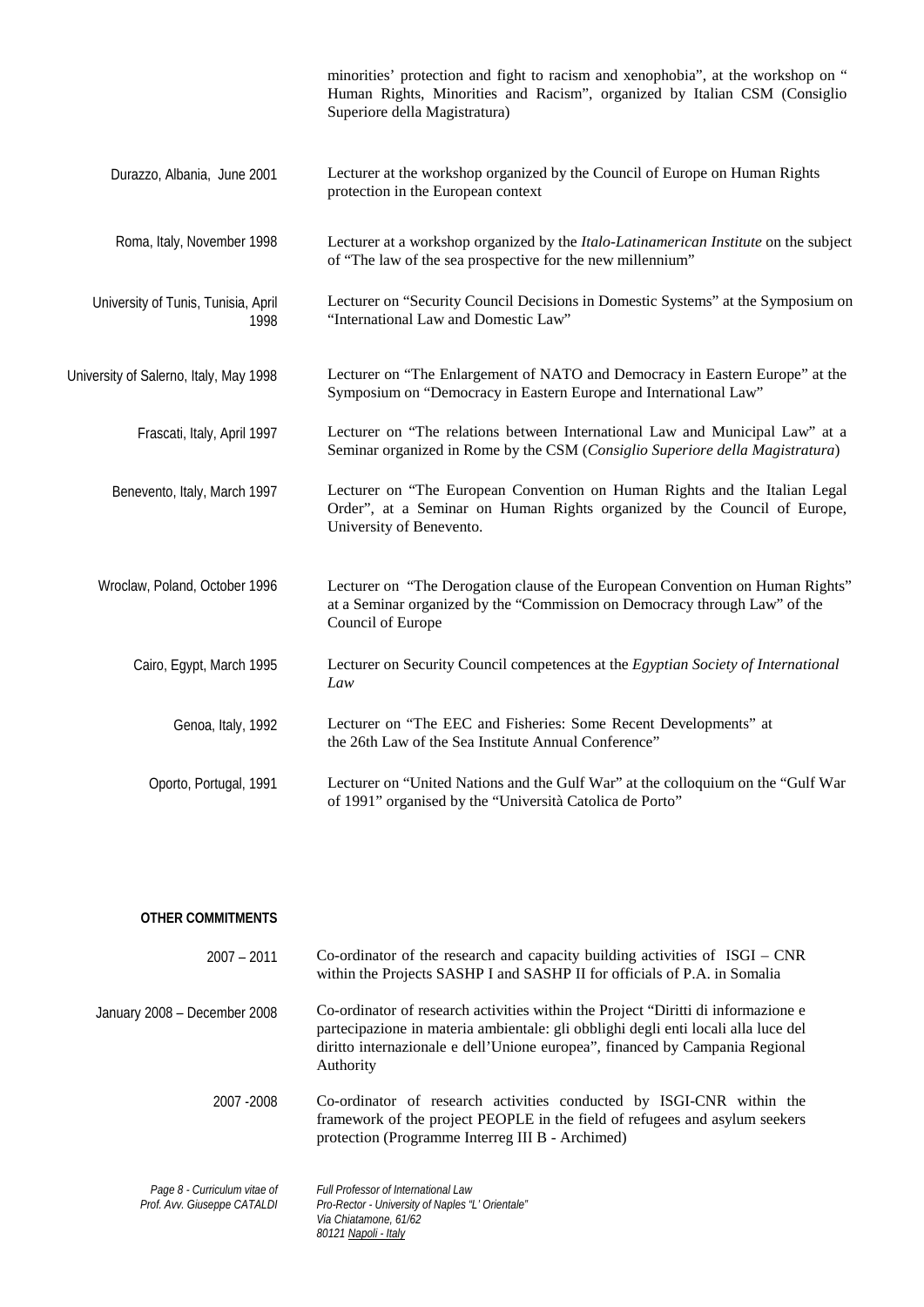minorities' protection and fight to racism and xenophobia", at the workshop on " Human Rights, Minorities and Racism", organized by Italian CSM (Consiglio Superiore della Magistratura)

| | |
|---|---|
| Durazzo, Albania, June 2001 | Lecturer at the workshop organized by the Council of Europe on Human Rights protection in the European context |
| Roma, Italy, November 1998 | Lecturer at a workshop organized by the *Italo-Latinamerican Institute* on the subject of "The law of the sea prospective for the new millennium" |
| University of Tunis, Tunisia, April 1998 | Lecturer on "Security Council Decisions in Domestic Systems" at the Symposium on "International Law and Domestic Law" |
| University of Salerno, Italy, May 1998 | Lecturer on "The Enlargement of NATO and Democracy in Eastern Europe" at the Symposium on "Democracy in Eastern Europe and International Law" |
| Frascati, Italy, April 1997 | Lecturer on "The relations between International Law and Municipal Law" at a Seminar organized in Rome by the CSM (*Consiglio Superiore della Magistratura*) |
| Benevento, Italy, March 1997 | Lecturer on "The European Convention on Human Rights and the Italian Legal Order", at a Seminar on Human Rights organized by the Council of Europe, University of Benevento. |
| Wroclaw, Poland, October 1996 | Lecturer on "The Derogation clause of the European Convention on Human Rights" at a Seminar organized by the "Commission on Democracy through Law" of the Council of Europe |
| Cairo, Egypt, March 1995 | Lecturer on Security Council competences at the *Egyptian Society of International Law* |
| Genoa, Italy, 1992 | Lecturer on "The EEC and Fisheries: Some Recent Developments" at the 26th Law of the Sea Institute Annual Conference" |
| Oporto, Portugal, 1991 | Lecturer on "United Nations and the Gulf War" at the colloquium on the "Gulf War of 1991" organised by the "Università Catolica de Porto" |

**OTHER COMMITMENTS**

| | |
|---|---|
| 2007 – 2011 | Co-ordinator of the research and capacity building activities of ISGI – CNR within the Projects SASHP I and SASHP II for officials of P.A. in Somalia |
| January 2008 – December 2008 | Co-ordinator of research activities within the Project "Diritti di informazione e partecipazione in materia ambientale: gli obblighi degli enti locali alla luce del diritto internazionale e dell'Unione europea", financed by Campania Regional Authority |
| 2007 -2008 | Co-ordinator of research activities conducted by ISGI-CNR within the framework of the project PEOPLE in the field of refugees and asylum seekers protection (Programme Interreg III B - Archimed) |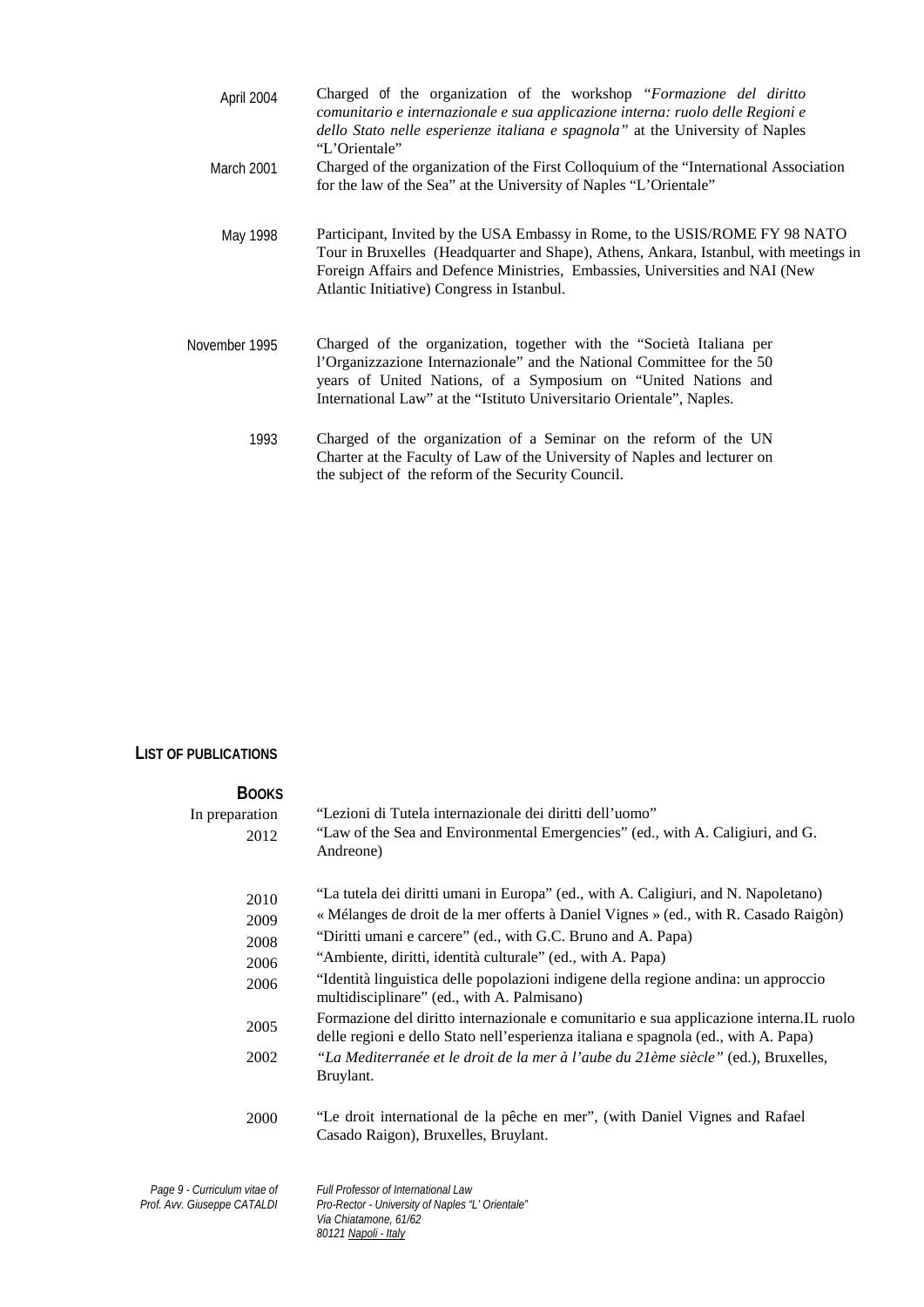April 2004 — Charged of the organization of the workshop *"Formazione del diritto comunitario e internazionale e sua applicazione interna: ruolo delle Regioni e dello Stato nelle esperienze italiana e spagnola"* at the University of Naples "L'Orientale"

March 2001 — Charged of the organization of the First Colloquium of the "International Association for the law of the Sea" at the University of Naples "L'Orientale"

May 1998 — Participant, Invited by the USA Embassy in Rome, to the USIS/ROME FY 98 NATO Tour in Bruxelles (Headquarter and Shape), Athens, Ankara, Istanbul, with meetings in Foreign Affairs and Defence Ministries, Embassies, Universities and NAI (New Atlantic Initiative) Congress in Istanbul.

November 1995 — Charged of the organization, together with the "Società Italiana per l'Organizzazione Internazionale" and the National Committee for the 50 years of United Nations, of a Symposium on "United Nations and International Law" at the "Istituto Universitario Orientale", Naples.

1993 — Charged of the organization of a Seminar on the reform of the UN Charter at the Faculty of Law of the University of Naples and lecturer on the subject of the reform of the Security Council.

## LIST OF PUBLICATIONS

### BOOKS

In preparation — "Lezioni di Tutela internazionale dei diritti dell'uomo"

2012 — "Law of the Sea and Environmental Emergencies" (ed., with A. Caligiuri, and G. Andreone)

2010 — "La tutela dei diritti umani in Europa" (ed., with A. Caligiuri, and N. Napoletano)

2009 — « Mélanges de droit de la mer offerts à Daniel Vignes » (ed., with R. Casado Raigòn)

2008 — "Diritti umani e carcere" (ed., with G.C. Bruno and A. Papa)

2006 — "Ambiente, diritti, identità culturale" (ed., with A. Papa)

2006 — "Identità linguistica delle popolazioni indigene della regione andina: un approccio multidisciplinare" (ed., with A. Palmisano)

2005 — Formazione del diritto internazionale e comunitario e sua applicazione interna.IL ruolo delle regioni e dello Stato nell'esperienza italiana e spagnola (ed., with A. Papa)

2002 — *"La Mediterranée et le droit de la mer à l'aube du 21ème siècle"* (ed.), Bruxelles, Bruylant.

2000 — "Le droit international de la pêche en mer", (with Daniel Vignes and Rafael Casado Raigon), Bruxelles, Bruylant.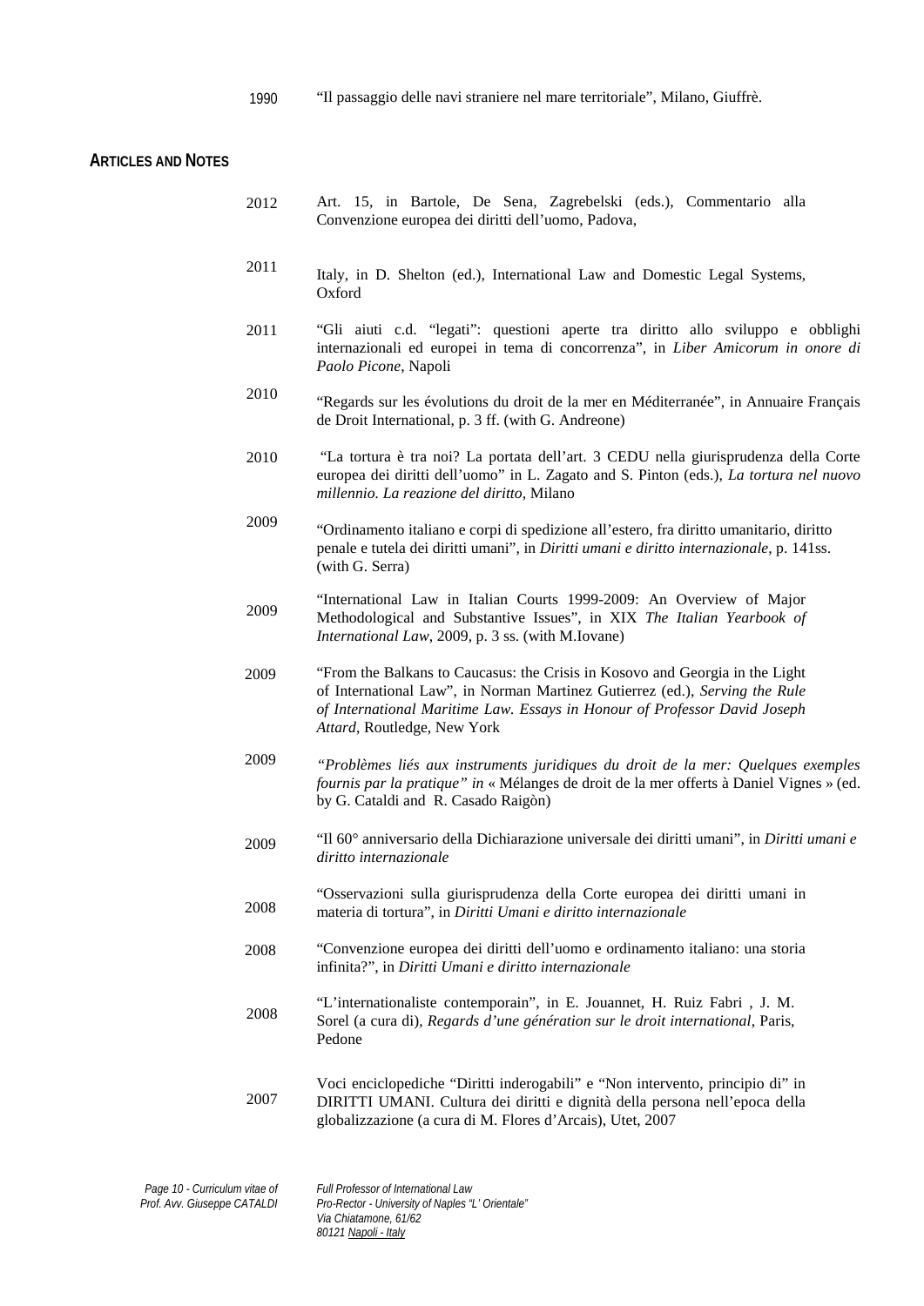1990 "Il passaggio delle navi straniere nel mare territoriale", Milano, Giuffrè.

## ARTICLES AND NOTES

2012 Art. 15, in Bartole, De Sena, Zagrebelski (eds.), Commentario alla Convenzione europea dei diritti dell'uomo, Padova,

2011 Italy, in D. Shelton (ed.), International Law and Domestic Legal Systems, Oxford

2011 "Gli aiuti c.d. "legati": questioni aperte tra diritto allo sviluppo e obblighi internazionali ed europei in tema di concorrenza", in *Liber Amicorum in onore di Paolo Picone*, Napoli

2010 "Regards sur les évolutions du droit de la mer en Méditerranée", in Annuaire Français de Droit International, p. 3 ff. (with G. Andreone)

2010 "La tortura è tra noi? La portata dell'art. 3 CEDU nella giurisprudenza della Corte europea dei diritti dell'uomo" in L. Zagato and S. Pinton (eds.), *La tortura nel nuovo millennio. La reazione del diritto*, Milano

2009 "Ordinamento italiano e corpi di spedizione all'estero, fra diritto umanitario, diritto penale e tutela dei diritti umani", in *Diritti umani e diritto internazionale*, p. 141ss. (with G. Serra)

2009 "International Law in Italian Courts 1999-2009: An Overview of Major Methodological and Substantive Issues", in XIX *The Italian Yearbook of International Law*, 2009, p. 3 ss. (with M.Iovane)

2009 "From the Balkans to Caucasus: the Crisis in Kosovo and Georgia in the Light of International Law", in Norman Martinez Gutierrez (ed.), *Serving the Rule of International Maritime Law. Essays in Honour of Professor David Joseph Attard*, Routledge, New York

2009 *"Problèmes liés aux instruments juridiques du droit de la mer: Quelques exemples fournis par la pratique" in* « Mélanges de droit de la mer offerts à Daniel Vignes » (ed. by G. Cataldi and R. Casado Raigòn)

2009 "Il 60° anniversario della Dichiarazione universale dei diritti umani", in *Diritti umani e diritto internazionale*

2008 "Osservazioni sulla giurisprudenza della Corte europea dei diritti umani in materia di tortura", in *Diritti Umani e diritto internazionale*

2008 "Convenzione europea dei diritti dell'uomo e ordinamento italiano: una storia infinita?", in *Diritti Umani e diritto internazionale*

2008 "L'internationaliste contemporain", in E. Jouannet, H. Ruiz Fabri , J. M. Sorel (a cura di), *Regards d'une génération sur le droit international*, Paris, Pedone

2007 Voci enciclopediche "Diritti inderogabili" e "Non intervento, principio di" in DIRITTI UMANI. Cultura dei diritti e dignità della persona nell'epoca della globalizzazione (a cura di M. Flores d'Arcais), Utet, 2007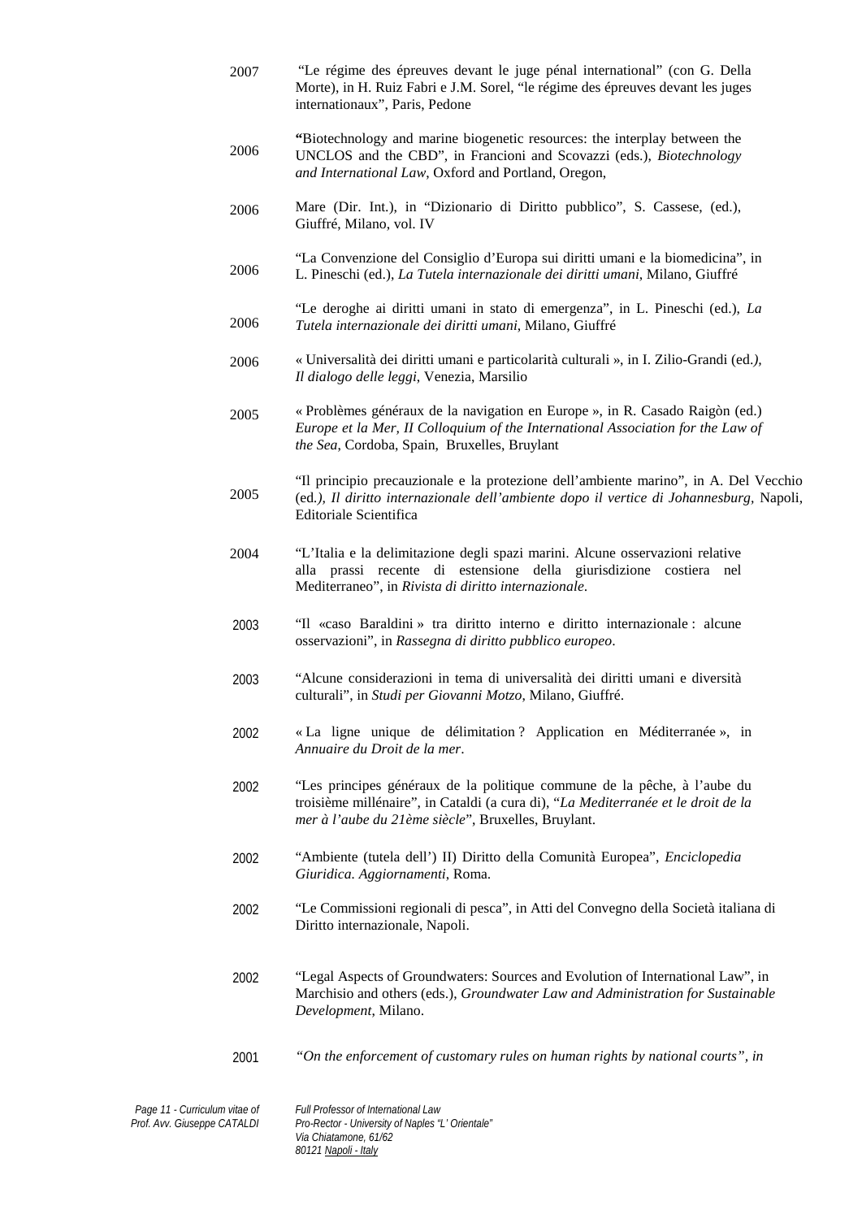2007 "Le régime des épreuves devant le juge pénal international" (con G. Della Morte), in H. Ruiz Fabri e J.M. Sorel, "le régime des épreuves devant les juges internationaux", Paris, Pedone

2006 **"**Biotechnology and marine biogenetic resources: the interplay between the UNCLOS and the CBD", in Francioni and Scovazzi (eds.), *Biotechnology and International Law*, Oxford and Portland, Oregon,

2006 Mare (Dir. Int.), in "Dizionario di Diritto pubblico", S. Cassese, (ed.), Giuffré, Milano, vol. IV

2006 "La Convenzione del Consiglio d'Europa sui diritti umani e la biomedicina", in L. Pineschi (ed.), *La Tutela internazionale dei diritti umani*, Milano, Giuffré

2006 "Le deroghe ai diritti umani in stato di emergenza", in L. Pineschi (ed.), *La Tutela internazionale dei diritti umani*, Milano, Giuffré

2006 « Universalità dei diritti umani e particolarità culturali », in I. Zilio-Grandi (ed.*), Il dialogo delle leggi*, Venezia, Marsilio

2005 « Problèmes généraux de la navigation en Europe », in R. Casado Raigòn (ed.) *Europe et la Mer, II Colloquium of the International Association for the Law of the Sea*, Cordoba, Spain, Bruxelles, Bruylant

2005 "Il principio precauzionale e la protezione dell'ambiente marino", in A. Del Vecchio (ed.*), Il diritto internazionale dell'ambiente dopo il vertice di Johannesburg*, Napoli, Editoriale Scientifica

2004 "L'Italia e la delimitazione degli spazi marini. Alcune osservazioni relative alla prassi recente di estensione della giurisdizione costiera nel Mediterraneo", in *Rivista di diritto internazionale*.

2003 "Il «caso Baraldini » tra diritto interno e diritto internazionale : alcune osservazioni", in *Rassegna di diritto pubblico europeo*.

2003 "Alcune considerazioni in tema di universalità dei diritti umani e diversità culturali", in *Studi per Giovanni Motzo*, Milano, Giuffré.

2002 « La ligne unique de délimitation ? Application en Méditerranée », in *Annuaire du Droit de la mer*.

2002 "Les principes généraux de la politique commune de la pêche, à l'aube du troisième millénaire", in Cataldi (a cura di), "*La Mediterranée et le droit de la mer à l'aube du 21ème siècle*", Bruxelles, Bruylant.

2002 "Ambiente (tutela dell') II) Diritto della Comunità Europea", *Enciclopedia Giuridica. Aggiornamenti*, Roma.

2002 "Le Commissioni regionali di pesca", in Atti del Convegno della Società italiana di Diritto internazionale, Napoli.

2002 "Legal Aspects of Groundwaters: Sources and Evolution of International Law", in Marchisio and others (eds.), *Groundwater Law and Administration for Sustainable Development*, Milano.

2001 *"On the enforcement of customary rules on human rights by national courts", in*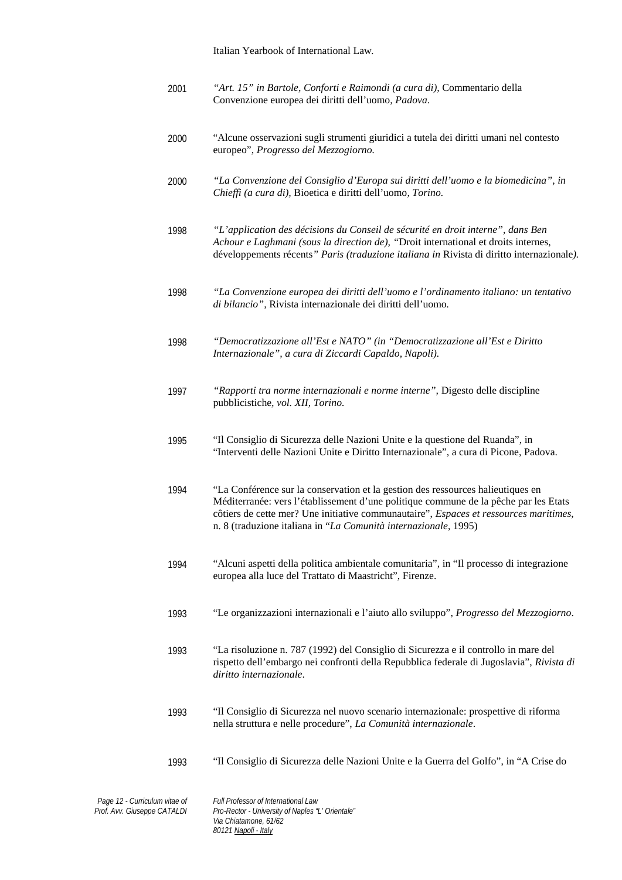Italian Yearbook of International Law.

2001 *"Art. 15" in Bartole, Conforti e Raimondi (a cura di)*, Commentario della Convenzione europea dei diritti dell'uomo*, Padova.*

2000 "Alcune osservazioni sugli strumenti giuridici a tutela dei diritti umani nel contesto europeo", *Progresso del Mezzogiorno.*

2000 *"La Convenzione del Consiglio d'Europa sui diritti dell'uomo e la biomedicina", in Chieffi (a cura di),* Bioetica e diritti dell'uomo*, Torino.*

1998 *"L'application des décisions du Conseil de sécurité en droit interne", dans Ben Achour e Laghmani (sous la direction de), "*Droit international et droits internes, développements récents*" Paris (traduzione italiana in* Rivista di diritto internazionale*).*

1998 *"La Convenzione europea dei diritti dell'uomo e l'ordinamento italiano: un tentativo di bilancio",* Rivista internazionale dei diritti dell'uomo*.*

1998 *"Democratizzazione all'Est e NATO" (in "Democratizzazione all'Est e Diritto Internazionale", a cura di Ziccardi Capaldo, Napoli).*

1997 *"Rapporti tra norme internazionali e norme interne",* Digesto delle discipline pubblicistiche*, vol. XII, Torino.*

1995 "Il Consiglio di Sicurezza delle Nazioni Unite e la questione del Ruanda", in "Interventi delle Nazioni Unite e Diritto Internazionale", a cura di Picone, Padova.

1994 "La Conférence sur la conservation et la gestion des ressources halieutiques en Méditerranée: vers l'établissement d'une politique commune de la pêche par les Etats côtiers de cette mer? Une initiative communautaire", *Espaces et ressources maritimes*, n. 8 (traduzione italiana in "*La Comunità internazionale*, 1995)

1994 "Alcuni aspetti della politica ambientale comunitaria", in "Il processo di integrazione europea alla luce del Trattato di Maastricht", Firenze.

1993 "Le organizzazioni internazionali e l'aiuto allo sviluppo", *Progresso del Mezzogiorno*.

1993 "La risoluzione n. 787 (1992) del Consiglio di Sicurezza e il controllo in mare del rispetto dell'embargo nei confronti della Repubblica federale di Jugoslavia", *Rivista di diritto internazionale*.

1993 "Il Consiglio di Sicurezza nel nuovo scenario internazionale: prospettive di riforma nella struttura e nelle procedure", *La Comunità internazionale*.

1993 "Il Consiglio di Sicurezza delle Nazioni Unite e la Guerra del Golfo", in "A Crise do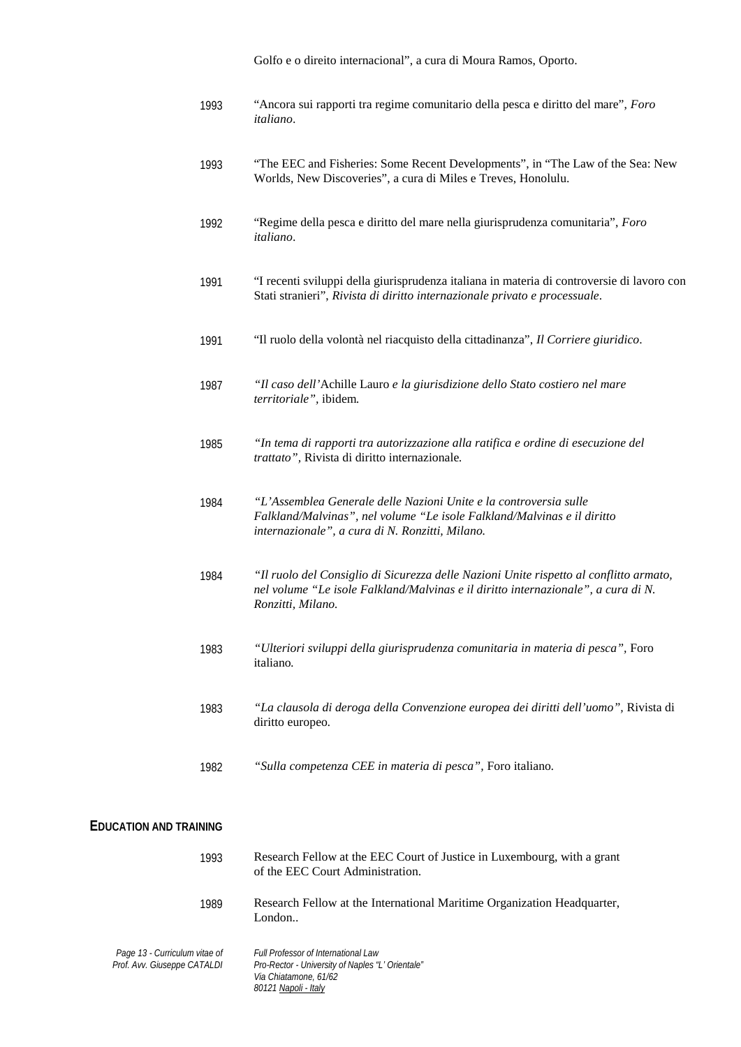Golfo e o direito internacional", a cura di Moura Ramos, Oporto.

1993 "Ancora sui rapporti tra regime comunitario della pesca e diritto del mare", *Foro italiano*.

1993 "The EEC and Fisheries: Some Recent Developments", in "The Law of the Sea: New Worlds, New Discoveries", a cura di Miles e Treves, Honolulu.

1992 "Regime della pesca e diritto del mare nella giurisprudenza comunitaria", *Foro italiano*.

1991 "I recenti sviluppi della giurisprudenza italiana in materia di controversie di lavoro con Stati stranieri", *Rivista di diritto internazionale privato e processuale*.

1991 "Il ruolo della volontà nel riacquisto della cittadinanza", *Il Corriere giuridico*.

1987 *"Il caso dell'*Achille Lauro *e la giurisdizione dello Stato costiero nel mare territoriale"*, ibidem.

1985 *"In tema di rapporti tra autorizzazione alla ratifica e ordine di esecuzione del trattato"*, Rivista di diritto internazionale.

1984 *"L'Assemblea Generale delle Nazioni Unite e la controversia sulle Falkland/Malvinas", nel volume "Le isole Falkland/Malvinas e il diritto internazionale", a cura di N. Ronzitti, Milano.*

1984 *"Il ruolo del Consiglio di Sicurezza delle Nazioni Unite rispetto al conflitto armato, nel volume "Le isole Falkland/Malvinas e il diritto internazionale", a cura di N. Ronzitti, Milano.*

1983 *"Ulteriori sviluppi della giurisprudenza comunitaria in materia di pesca"*, Foro italiano.

1983 *"La clausola di deroga della Convenzione europea dei diritti dell'uomo"*, Rivista di diritto europeo.

1982 *"Sulla competenza CEE in materia di pesca"*, Foro italiano.

## EDUCATION AND TRAINING

1993 Research Fellow at the EEC Court of Justice in Luxembourg, with a grant of the EEC Court Administration.

1989 Research Fellow at the International Maritime Organization Headquarter, London..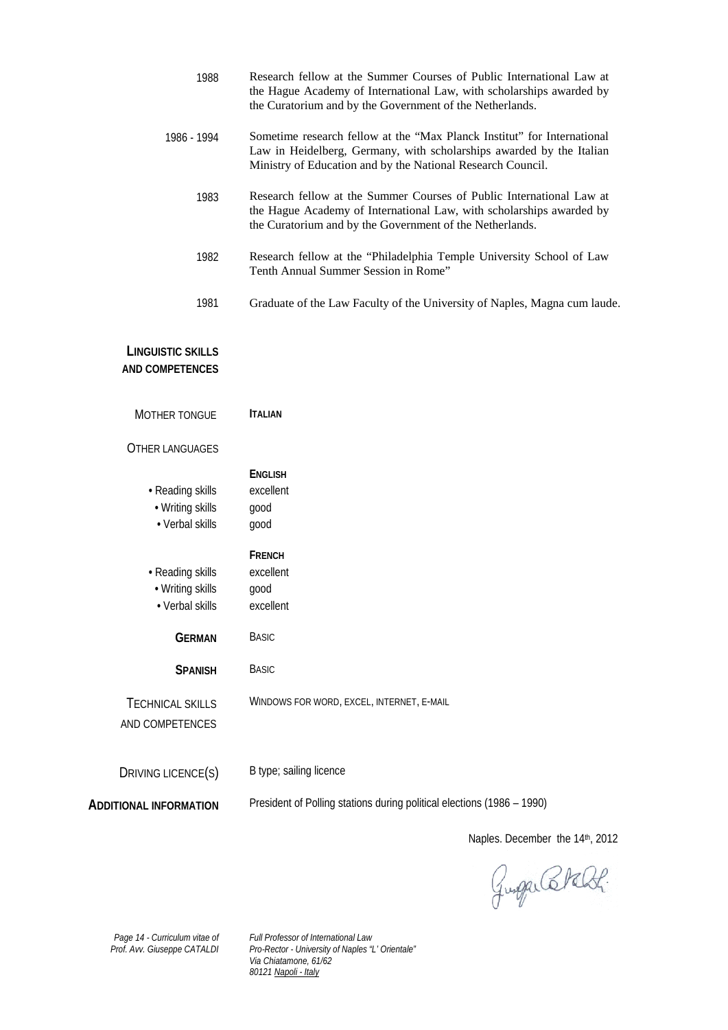| | |
|---|---|
| 1988 | Research fellow at the Summer Courses of Public International Law at the Hague Academy of International Law, with scholarships awarded by the Curatorium and by the Government of the Netherlands. |
| 1986 - 1994 | Sometime research fellow at the "Max Planck Institut" for International Law in Heidelberg, Germany, with scholarships awarded by the Italian Ministry of Education and by the National Research Council. |
| 1983 | Research fellow at the Summer Courses of Public International Law at the Hague Academy of International Law, with scholarships awarded by the Curatorium and by the Government of the Netherlands. |
| 1982 | Research fellow at the "Philadelphia Temple University School of Law Tenth Annual Summer Session in Rome" |
| 1981 | Graduate of the Law Faculty of the University of Naples, Magna cum laude. |

## LINGUISTIC SKILLS AND COMPETENCES

| | |
|---|---|
| MOTHER TONGUE | **ITALIAN** |
| OTHER LANGUAGES | |
| | **ENGLISH** |
| • Reading skills | excellent |
| • Writing skills | good |
| • Verbal skills | good |
| | **FRENCH** |
| • Reading skills | excellent |
| • Writing skills | good |
| • Verbal skills | excellent |
| **GERMAN** | BASIC |
| **SPANISH** | BASIC |
| TECHNICAL SKILLS AND COMPETENCES | WINDOWS FOR WORD, EXCEL, INTERNET, E-MAIL |
| DRIVING LICENCE(S) | B type; sailing licence |
| **ADDITIONAL INFORMATION** | President of Polling stations during political elections (1986 – 1990) |

Naples. December the 14th, 2012

Giuseppe Cataldi

*Page 14 - Curriculum vitae of Prof. Avv. Giuseppe CATALDI*

*Full Professor of International Law*
*Pro-Rector - University of Naples "L' Orientale"*
*Via Chiatamone, 61/62*
*80121 Napoli - Italy*